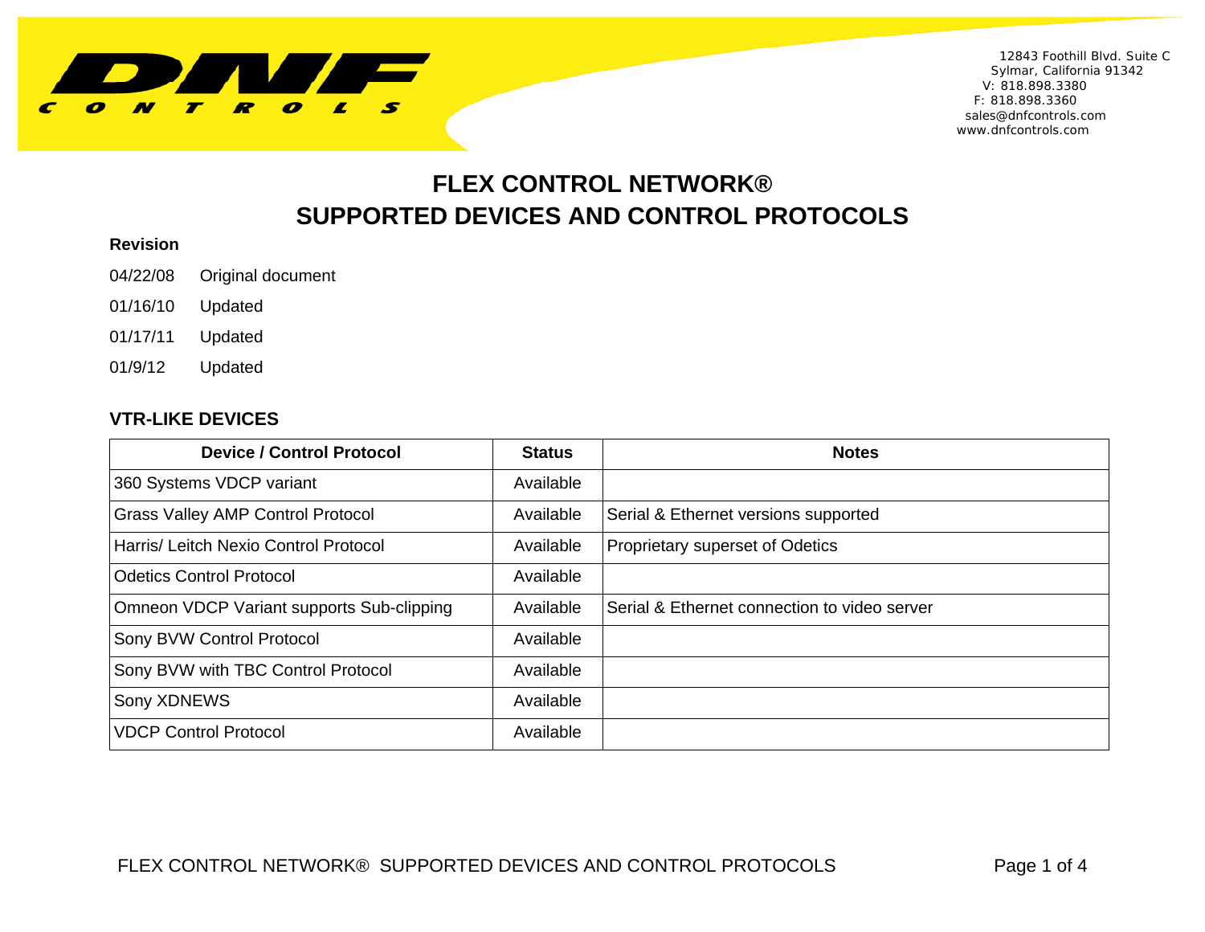DNF CONTROLS

12843 Foothill Blvd. Suite C
Sylmar, California 91342
V: 818.898.3380
F: 818.898.3360
sales@dnfcontrols.com
www.dnfcontrols.com

# FLEX CONTROL NETWORK®
# SUPPORTED DEVICES AND CONTROL PROTOCOLS

**Revision**

04/22/08 Original document

01/16/10 Updated

01/17/11 Updated

01/9/12 Updated

## VTR-LIKE DEVICES

| Device / Control Protocol | Status | Notes |
|---|---|---|
| 360 Systems VDCP variant | Available | |
| Grass Valley AMP Control Protocol | Available | Serial & Ethernet versions supported |
| Harris/ Leitch Nexio Control Protocol | Available | Proprietary superset of Odetics |
| Odetics Control Protocol | Available | |
| Omneon VDCP Variant supports Sub-clipping | Available | Serial & Ethernet connection to video server |
| Sony BVW Control Protocol | Available | |
| Sony BVW with TBC Control Protocol | Available | |
| Sony XDNEWS | Available | |
| VDCP Control Protocol | Available | |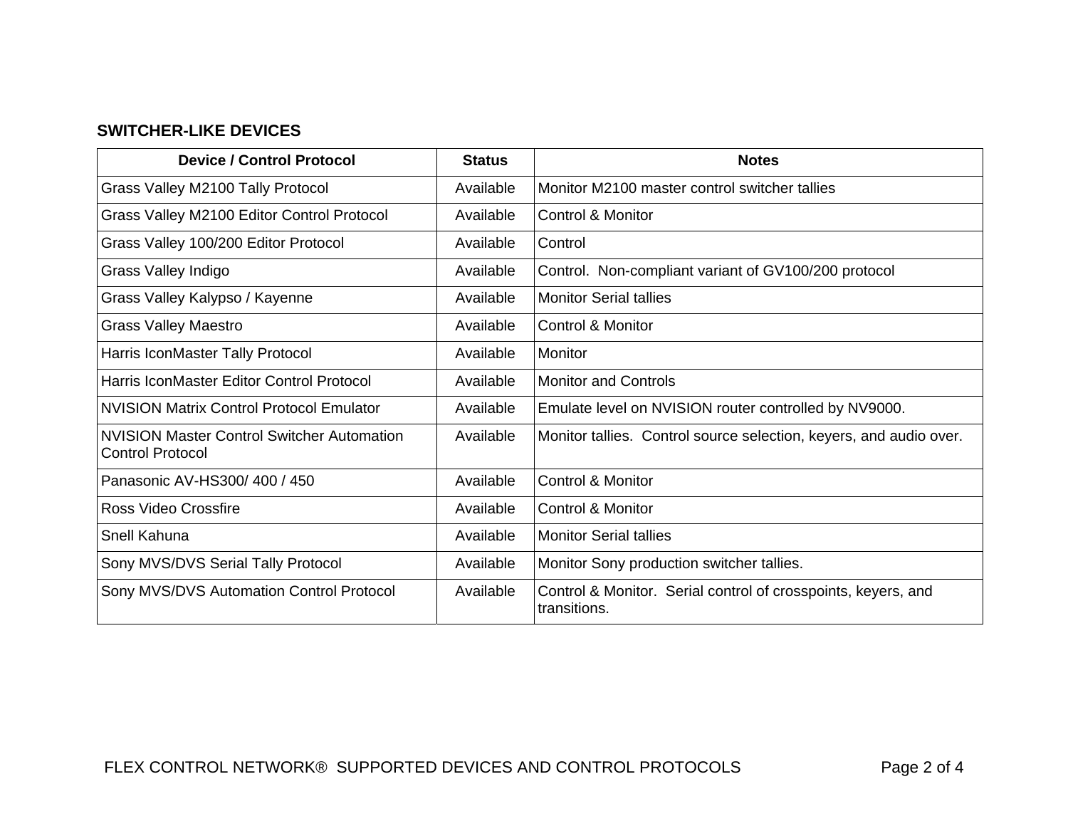## SWITCHER-LIKE DEVICES

| Device / Control Protocol | Status | Notes |
|---|---|---|
| Grass Valley M2100 Tally Protocol | Available | Monitor M2100 master control switcher tallies |
| Grass Valley M2100 Editor Control Protocol | Available | Control & Monitor |
| Grass Valley 100/200 Editor Protocol | Available | Control |
| Grass Valley Indigo | Available | Control.  Non-compliant variant of GV100/200 protocol |
| Grass Valley Kalypso / Kayenne | Available | Monitor Serial tallies |
| Grass Valley Maestro | Available | Control & Monitor |
| Harris IconMaster Tally Protocol | Available | Monitor |
| Harris IconMaster Editor Control Protocol | Available | Monitor and Controls |
| NVISION Matrix Control Protocol Emulator | Available | Emulate level on NVISION router controlled by NV9000. |
| NVISION Master Control Switcher Automation Control Protocol | Available | Monitor tallies.  Control source selection, keyers, and audio over. |
| Panasonic AV-HS300/ 400 / 450 | Available | Control & Monitor |
| Ross Video Crossfire | Available | Control & Monitor |
| Snell Kahuna | Available | Monitor Serial tallies |
| Sony MVS/DVS Serial Tally Protocol | Available | Monitor Sony production switcher tallies. |
| Sony MVS/DVS Automation Control Protocol | Available | Control & Monitor.  Serial control of crosspoints, keyers, and transitions. |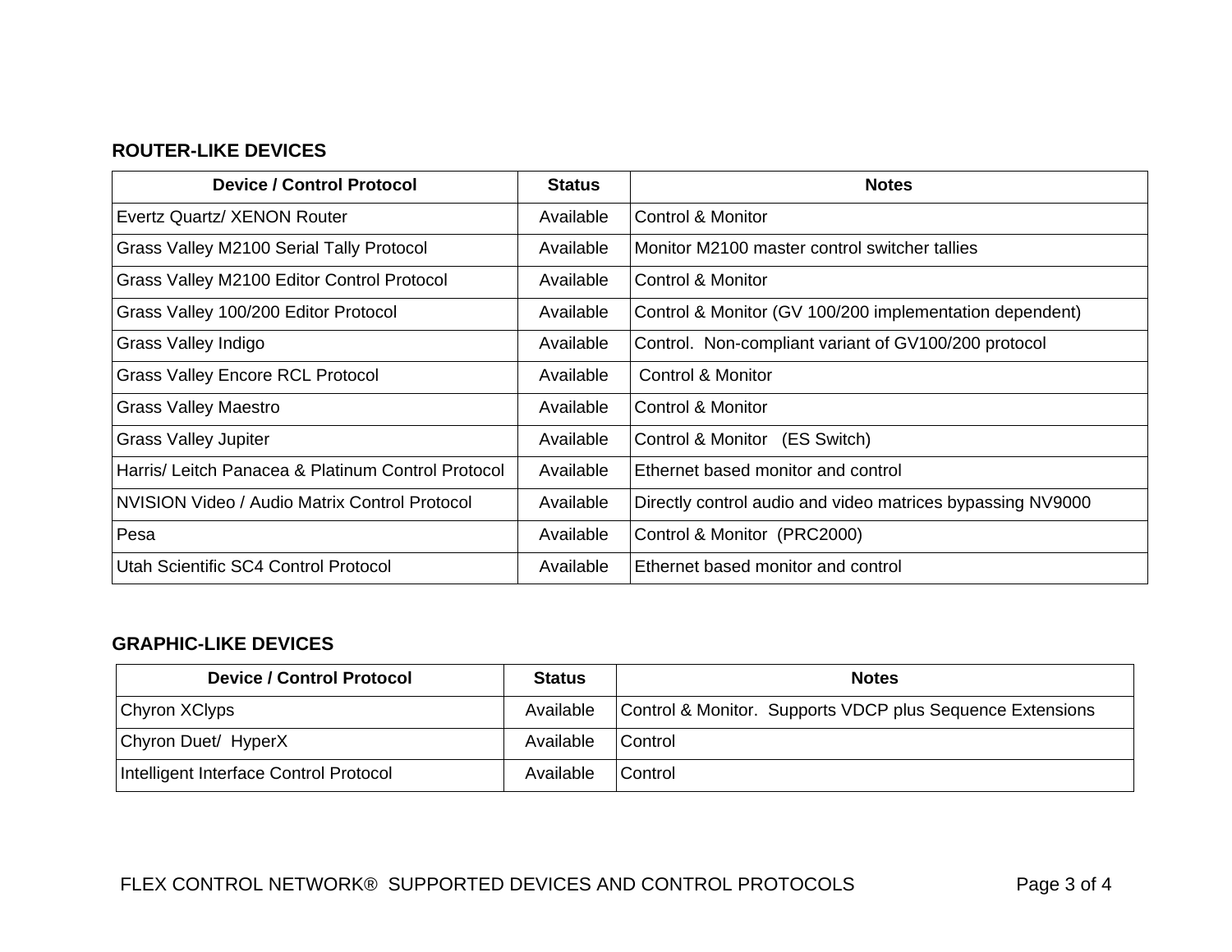## ROUTER-LIKE DEVICES

| Device / Control Protocol | Status | Notes |
|---|---|---|
| Evertz Quartz/ XENON Router | Available | Control & Monitor |
| Grass Valley M2100 Serial Tally Protocol | Available | Monitor M2100 master control switcher tallies |
| Grass Valley M2100 Editor Control Protocol | Available | Control & Monitor |
| Grass Valley 100/200 Editor Protocol | Available | Control & Monitor (GV 100/200 implementation dependent) |
| Grass Valley Indigo | Available | Control. Non-compliant variant of GV100/200 protocol |
| Grass Valley Encore RCL Protocol | Available | Control & Monitor |
| Grass Valley Maestro | Available | Control & Monitor |
| Grass Valley Jupiter | Available | Control & Monitor (ES Switch) |
| Harris/ Leitch Panacea & Platinum Control Protocol | Available | Ethernet based monitor and control |
| NVISION Video / Audio Matrix Control Protocol | Available | Directly control audio and video matrices bypassing NV9000 |
| Pesa | Available | Control & Monitor (PRC2000) |
| Utah Scientific SC4 Control Protocol | Available | Ethernet based monitor and control |

## GRAPHIC-LIKE DEVICES

| Device / Control Protocol | Status | Notes |
|---|---|---|
| Chyron XClyps | Available | Control & Monitor. Supports VDCP plus Sequence Extensions |
| Chyron Duet/ HyperX | Available | Control |
| Intelligent Interface Control Protocol | Available | Control |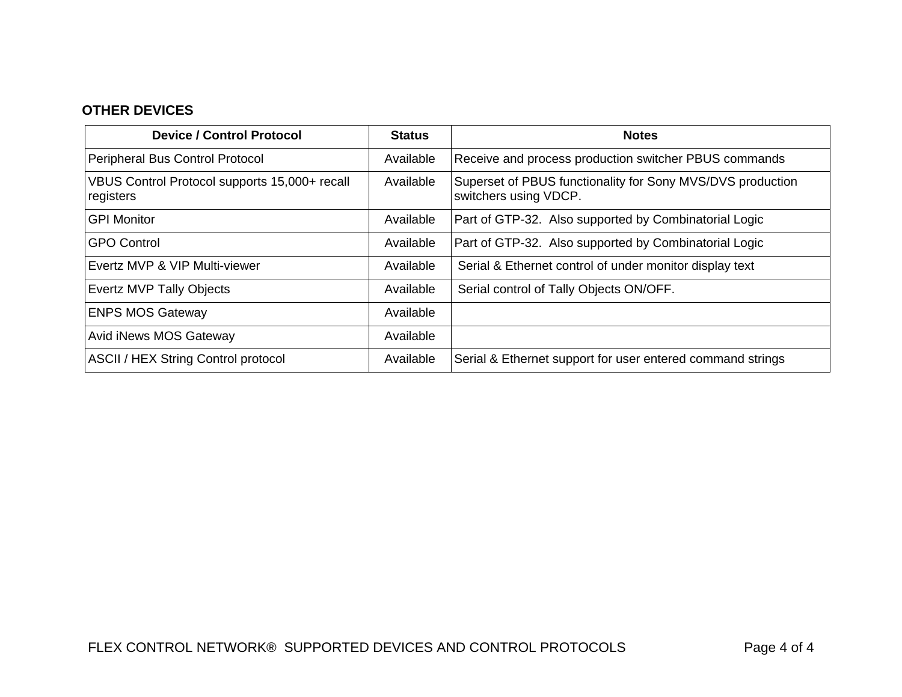## OTHER DEVICES

| Device / Control Protocol | Status | Notes |
|---|---|---|
| Peripheral Bus Control Protocol | Available | Receive and process production switcher PBUS commands |
| VBUS Control Protocol supports 15,000+ recall registers | Available | Superset of PBUS functionality for Sony MVS/DVS production switchers using VDCP. |
| GPI Monitor | Available | Part of GTP-32. Also supported by Combinatorial Logic |
| GPO Control | Available | Part of GTP-32. Also supported by Combinatorial Logic |
| Evertz MVP & VIP Multi-viewer | Available | Serial & Ethernet control of under monitor display text |
| Evertz MVP Tally Objects | Available | Serial control of Tally Objects ON/OFF. |
| ENPS MOS Gateway | Available | |
| Avid iNews MOS Gateway | Available | |
| ASCII / HEX String Control protocol | Available | Serial & Ethernet support for user entered command strings |